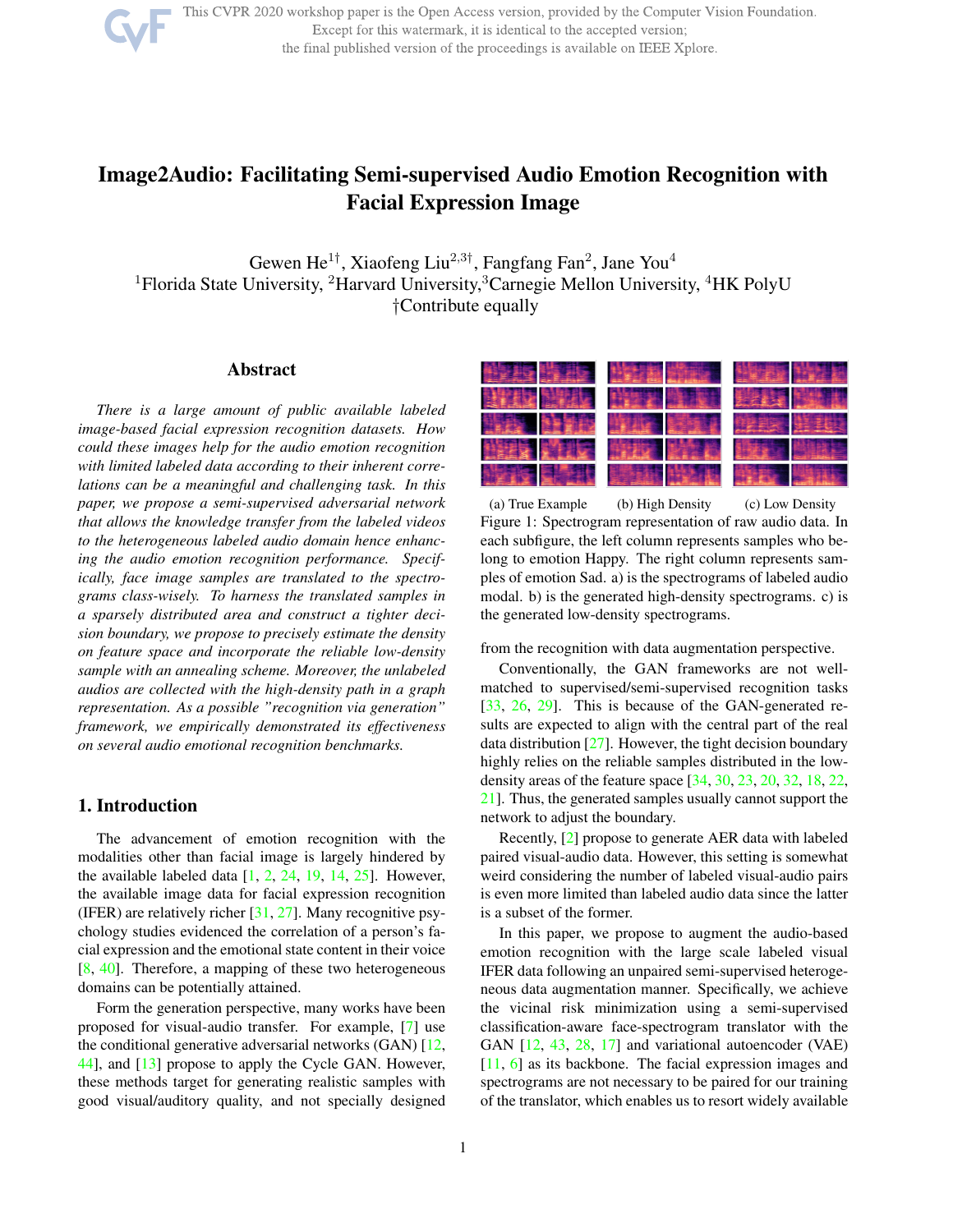# Image2Audio: Facilitating Semi-supervised Audio Emotion Recognition with Facial Expression Image

Gewen He[1†], Xiaofeng Liu[2,3†], Fangfang Fan[2], Jane You[4]

[1]Florida State University, [2]Harvard University,[3]Carnegie Mellon University, [4]HK PolyU

†Contribute equally

## Abstract

*There is a large amount of public available labeled image-based facial expression recognition datasets. How could these images help for the audio emotion recognition with limited labeled data according to their inherent correlations can be a meaningful and challenging task. In this paper, we propose a semi-supervised adversarial network that allows the knowledge transfer from the labeled videos to the heterogeneous labeled audio domain hence enhancing the audio emotion recognition performance. Specifically, face image samples are translated to the spectrograms class-wisely. To harness the translated samples in a sparsely distributed area and construct a tighter decision boundary, we propose to precisely estimate the density on feature space and incorporate the reliable low-density sample with an annealing scheme. Moreover, the unlabeled audios are collected with the high-density path in a graph representation. As a possible "recognition via generation" framework, we empirically demonstrated its effectiveness on several audio emotional recognition benchmarks.*

## 1. Introduction

The advancement of emotion recognition with the modalities other than facial image is largely hindered by the available labeled data [1, 2, 24, 19, 14, 25]. However, the available image data for facial expression recognition (IFER) are relatively richer [31, 27]. Many recognitive psychology studies evidenced the correlation of a person's facial expression and the emotional state content in their voice [8, 40]. Therefore, a mapping of these two heterogeneous domains can be potentially attained.

Form the generation perspective, many works have been proposed for visual-audio transfer. For example, [7] use the conditional generative adversarial networks (GAN) [12, 44], and [13] propose to apply the Cycle GAN. However, these methods target for generating realistic samples with good visual/auditory quality, and not specially designed from the recognition with data augmentation perspective.

(a) True Example (b) High Density (c) Low Density

Figure 1: Spectrogram representation of raw audio data. In each subfigure, the left column represents samples who belong to emotion Happy. The right column represents samples of emotion Sad. a) is the spectrograms of labeled audio modal. b) is the generated high-density spectrograms. c) is the generated low-density spectrograms.

Conventionally, the GAN frameworks are not well-matched to supervised/semi-supervised recognition tasks [33, 26, 29]. This is because of the GAN-generated results are expected to align with the central part of the real data distribution [27]. However, the tight decision boundary highly relies on the reliable samples distributed in the low-density areas of the feature space [34, 30, 23, 20, 32, 18, 22, 21]. Thus, the generated samples usually cannot support the network to adjust the boundary.

Recently, [2] propose to generate AER data with labeled paired visual-audio data. However, this setting is somewhat weird considering the number of labeled visual-audio pairs is even more limited than labeled audio data since the latter is a subset of the former.

In this paper, we propose to augment the audio-based emotion recognition with the large scale labeled visual IFER data following an unpaired semi-supervised heterogeneous data augmentation manner. Specifically, we achieve the vicinal risk minimization using a semi-supervised classification-aware face-spectrogram translator with the GAN [12, 43, 28, 17] and variational autoencoder (VAE) [11, 6] as its backbone. The facial expression images and spectrograms are not necessary to be paired for our training of the translator, which enables us to resort widely available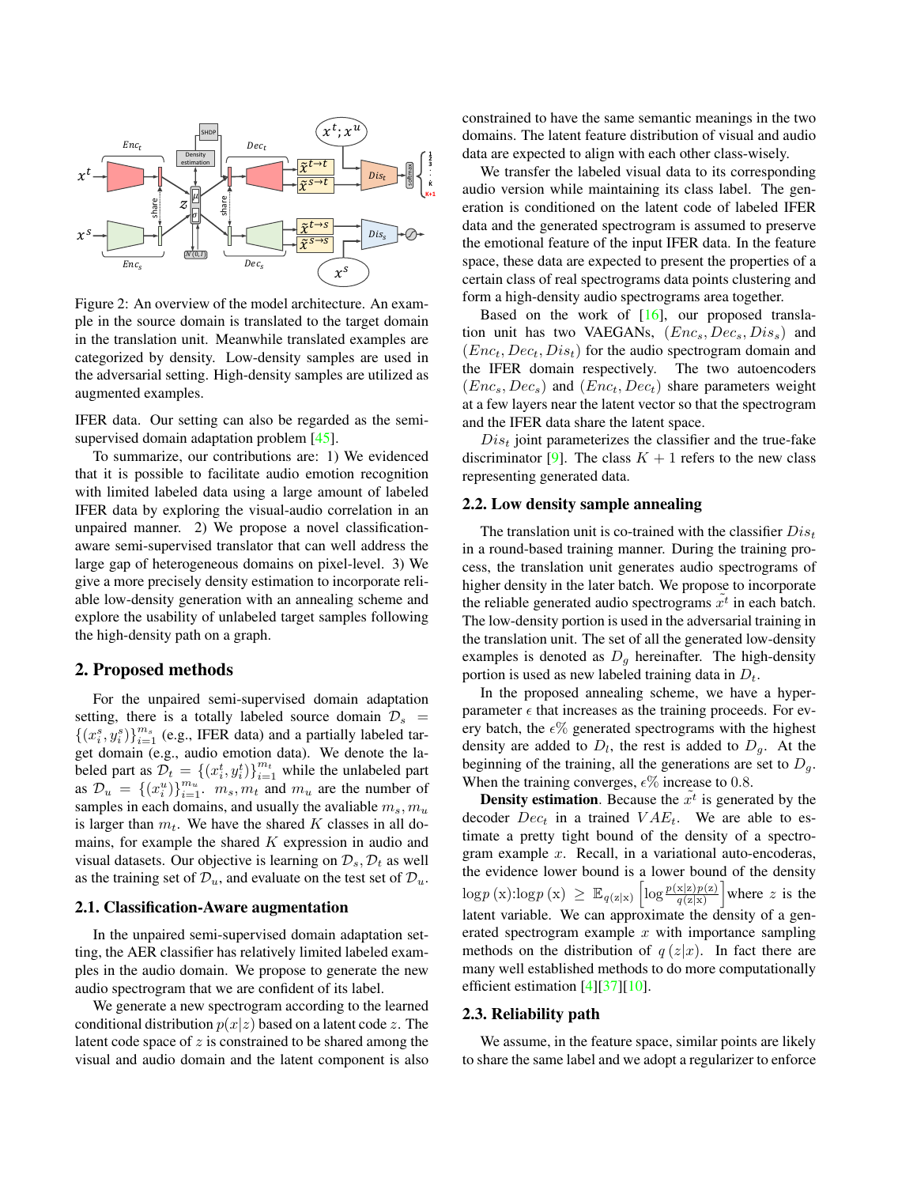Figure 2: An overview of the model architecture. An example in the source domain is translated to the target domain in the translation unit. Meanwhile translated examples are categorized by density. Low-density samples are used in the adversarial setting. High-density samples are utilized as augmented examples.

IFER data. Our setting can also be regarded as the semi-supervised domain adaptation problem [45].

To summarize, our contributions are: 1) We evidenced that it is possible to facilitate audio emotion recognition with limited labeled data using a large amount of labeled IFER data by exploring the visual-audio correlation in an unpaired manner. 2) We propose a novel classification-aware semi-supervised translator that can well address the large gap of heterogeneous domains on pixel-level. 3) We give a more precisely density estimation to incorporate reliable low-density generation with an annealing scheme and explore the usability of unlabeled target samples following the high-density path on a graph.

## 2. Proposed methods

For the unpaired semi-supervised domain adaptation setting, there is a totally labeled source domain $\mathcal{D}_s = \{(x_i^s, y_i^s)\}_{i=1}^{m_s}$ (e.g., IFER data) and a partially labeled target domain (e.g., audio emotion data). We denote the labeled part as $\mathcal{D}_t = \{(x_i^t, y_i^t)\}_{i=1}^{m_t}$ while the unlabeled part as $\mathcal{D}_u = \{(x_i^u)\}_{i=1}^{m_u}$. $m_s, m_t$ and $m_u$ are the number of samples in each domains, and usually the avaliable $m_s, m_u$ is larger than $m_t$. We have the shared $K$ classes in all domains, for example the shared $K$ expression in audio and visual datasets. Our objective is learning on $\mathcal{D}_s, \mathcal{D}_t$ as well as the training set of $\mathcal{D}_u$, and evaluate on the test set of $\mathcal{D}_u$.

### 2.1. Classification-Aware augmentation

In the unpaired semi-supervised domain adaptation setting, the AER classifier has relatively limited labeled examples in the audio domain. We propose to generate the new audio spectrogram that we are confident of its label.

We generate a new spectrogram according to the learned conditional distribution $p(x|z)$ based on a latent code $z$. The latent code space of $z$ is constrained to be shared among the visual and audio domain and the latent component is also constrained to have the same semantic meanings in the two domains. The latent feature distribution of visual and audio data are expected to align with each other class-wisely.

We transfer the labeled visual data to its corresponding audio version while maintaining its class label. The generation is conditioned on the latent code of labeled IFER data and the generated spectrogram is assumed to preserve the emotional feature of the input IFER data. In the feature space, these data are expected to present the properties of a certain class of real spectrograms data points clustering and form a high-density audio spectrograms area together.

Based on the work of [16], our proposed translation unit has two VAEGANs, $(Enc_s, Dec_s, Dis_s)$ and $(Enc_t, Dec_t, Dis_t)$ for the audio spectrogram domain and the IFER domain respectively. The two autoencoders $(Enc_s, Dec_s)$ and $(Enc_t, Dec_t)$ share parameters weight at a few layers near the latent vector so that the spectrogram and the IFER data share the latent space.

$Dis_t$ joint parameterizes the classifier and the true-fake discriminator [9]. The class $K+1$ refers to the new class representing generated data.

### 2.2. Low density sample annealing

The translation unit is co-trained with the classifier $Dis_t$ in a round-based training manner. During the training process, the translation unit generates audio spectrograms of higher density in the later batch. We propose to incorporate the reliable generated audio spectrograms $\tilde{x^t}$ in each batch. The low-density portion is used in the adversarial training in the translation unit. The set of all the generated low-density examples is denoted as $D_g$ hereinafter. The high-density portion is used as new labeled training data in $D_t$.

In the proposed annealing scheme, we have a hyper-parameter $\epsilon$ that increases as the training proceeds. For every batch, the $\epsilon$% generated spectrograms with the highest density are added to $D_l$, the rest is added to $D_g$. At the beginning of the training, all the generations are set to $D_g$. When the training converges, $\epsilon$% increase to 0.8.

**Density estimation**. Because the $\tilde{x^t}$ is generated by the decoder $Dec_t$ in a trained $VAE_t$. We are able to estimate a pretty tight bound of the density of a spectrogram example $x$. Recall, in a variational auto-encoderas, the evidence lower bound is a lower bound of the density $\log p\,(\mathrm{x})$:$\log p\,(\mathrm{x}) \geq \mathbb{E}_{q(\mathrm{z}|\mathrm{x})}\left[\log \frac{p(\mathrm{x}|\mathrm{z})p(\mathrm{z})}{q(\mathrm{z}|\mathrm{x})}\right]$ where $z$ is the latent variable. We can approximate the density of a generated spectrogram example $x$ with importance sampling methods on the distribution of $q\,(z|x)$. In fact there are many well established methods to do more computationally efficient estimation [4][37][10].

### 2.3. Reliability path

We assume, in the feature space, similar points are likely to share the same label and we adopt a regularizer to enforce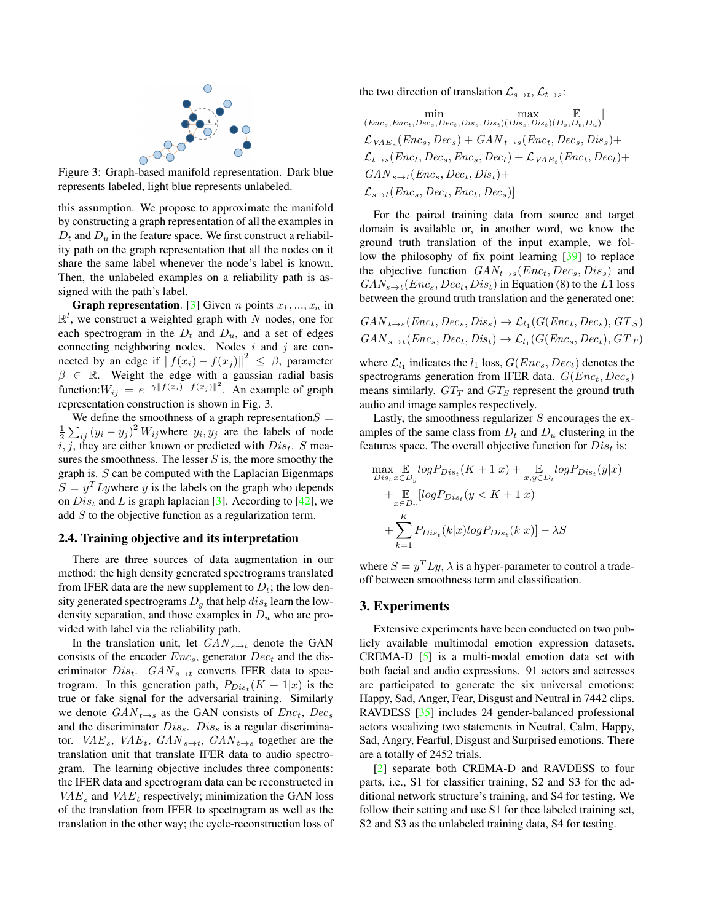Figure 3: Graph-based manifold representation. Dark blue represents labeled, light blue represents unlabeled.

this assumption. We propose to approximate the manifold by constructing a graph representation of all the examples in $D_t$ and $D_u$ in the feature space. We first construct a reliability path on the graph representation that all the nodes on it share the same label whenever the node's label is known. Then, the unlabeled examples on a reliability path is assigned with the path's label.

**Graph representation**. [3] Given $n$ points $x_1, ..., x_n$ in $\mathbb{R}^l$, we construct a weighted graph with $N$ nodes, one for each spectrogram in the $D_t$ and $D_u$, and a set of edges connecting neighboring nodes. Nodes $i$ and $j$ are connected by an edge if $\|f(x_i) - f(x_j)\|^2 \leq \beta$, parameter $\beta \in \mathbb{R}$. Weight the edge with a gaussian radial basis function:$W_{ij} = e^{-\gamma\|f(x_i)-f(x_j)\|^2}$. An example of graph representation construction is shown in Fig. 3.

We define the smoothness of a graph representation$S = \frac{1}{2}\sum_{ij}(y_i - y_j)^2 W_{ij}$where $y_i, y_j$ are the labels of node $i, j$, they are either known or predicted with $Dis_t$. $S$ measures the smoothness. The lesser $S$ is, the more smoothy the graph is. $S$ can be computed with the Laplacian Eigenmaps $S = y^T L y$where $y$ is the labels on the graph who depends on $Dis_t$ and $L$ is graph laplacian [3]. According to [42], we add $S$ to the objective function as a regularization term.

## 2.4. Training objective and its interpretation

There are three sources of data augmentation in our method: the high density generated spectrograms translated from IFER data are the new supplement to $D_t$; the low density generated spectrograms $D_g$ that help $dis_t$ learn the low-density separation, and those examples in $D_u$ who are provided with label via the reliability path.

In the translation unit, let $GAN_{s\to t}$ denote the GAN consists of the encoder $Enc_s$, generator $Dec_t$ and the discriminator $Dis_t$. $GAN_{s\to t}$ converts IFER data to spectrogram. In this generation path, $P_{Dis_t}(K+1|x)$ is the true or fake signal for the adversarial training. Similarly we denote $GAN_{t\to s}$ as the GAN consists of $Enc_t$, $Dec_s$ and the discriminator $Dis_s$. $Dis_s$ is a regular discriminator. $VAE_s$, $VAE_t$, $GAN_{s\to t}$, $GAN_{t\to s}$ together are the translation unit that translate IFER data to audio spectrogram. The learning objective includes three components: the IFER data and spectrogram data can be reconstructed in $VAE_s$ and $VAE_t$ respectively; minimization the GAN loss of the translation from IFER to spectrogram as well as the translation in the other way; the cycle-reconstruction loss of the two direction of translation $\mathcal{L}_{s\to t}$, $\mathcal{L}_{t\to s}$:

$$
\begin{aligned}
&\min_{(Enc_s,Enc_t,Dec_s,Dec_t,Dis_s,Dis_t)} \max_{(Dis_s,Dis_t)} \mathop{\mathbb{E}}_{(D_s,D_t,D_u)} [\\
&\mathcal{L}_{VAE_s}(Enc_s, Dec_s) + GAN_{t\to s}(Enc_t, Dec_s, Dis_s) +\\
&\mathcal{L}_{t\to s}(Enc_t, Dec_t, Enc_s, Dec_t) + \mathcal{L}_{VAE_t}(Enc_t, Dec_t) +\\
&GAN_{s\to t}(Enc_s, Dec_t, Dis_t) +\\
&\mathcal{L}_{s\to t}(Enc_s, Dec_t, Enc_t, Dec_s)]
\end{aligned}
$$

For the paired training data from source and target domain is available or, in another word, we know the ground truth translation of the input example, we follow the philosophy of fix point learning [39] to replace the objective function $GAN_{t\to s}(Enc_t, Dec_s, Dis_s)$ and $GAN_{s\to t}(Enc_s, Dec_t, Dis_t)$ in Equation (8) to the $L1$ loss between the ground truth translation and the generated one:

$$
\begin{aligned}
GAN_{t\to s}(Enc_t, Dec_s, Dis_s) &\to \mathcal{L}_{l_1}(G(Enc_t, Dec_s), GT_S)\\
GAN_{s\to t}(Enc_s, Dec_t, Dis_t) &\to \mathcal{L}_{l_1}(G(Enc_s, Dec_t), GT_T)
\end{aligned}
$$

where $\mathcal{L}_{l_1}$ indicates the $l_1$ loss, $G(Enc_s, Dec_t)$ denotes the spectrograms generation from IFER data. $G(Enc_t, Dec_s)$ means similarly. $GT_T$ and $GT_S$ represent the ground truth audio and image samples respectively.

Lastly, the smoothness regularizer $S$ encourages the examples of the same class from $D_t$ and $D_u$ clustering in the features space. The overall objective function for $Dis_t$ is:

$$
\begin{aligned}
&\max_{Dis_t} \mathop{\mathbb{E}}_{x\in D_g} logP_{Dis_t}(K+1|x) + \mathop{\mathbb{E}}_{x,y\in D_t} logP_{Dis_t}(y|x)\\
&+ \mathop{\mathbb{E}}_{x\in D_u}[logP_{Dis_t}(y<K+1|x)\\
&+ \sum_{k=1}^{K} P_{Dis_t}(k|x) logP_{Dis_t}(k|x)] - \lambda S
\end{aligned}
$$

where $S = y^T L y$, $\lambda$ is a hyper-parameter to control a tradeoff between smoothness term and classification.

# 3. Experiments

Extensive experiments have been conducted on two publicly available multimodal emotion expression datasets. CREMA-D [5] is a multi-modal emotion data set with both facial and audio expressions. 91 actors and actresses are participated to generate the six universal emotions: Happy, Sad, Anger, Fear, Disgust and Neutral in 7442 clips. RAVDESS [35] includes 24 gender-balanced professional actors vocalizing two statements in Neutral, Calm, Happy, Sad, Angry, Fearful, Disgust and Surprised emotions. There are a totally of 2452 trials.

[2] separate both CREMA-D and RAVDESS to four parts, i.e., S1 for classifier training, S2 and S3 for the additional network structure's training, and S4 for testing. We follow their setting and use S1 for thee labeled training set, S2 and S3 as the unlabeled training data, S4 for testing.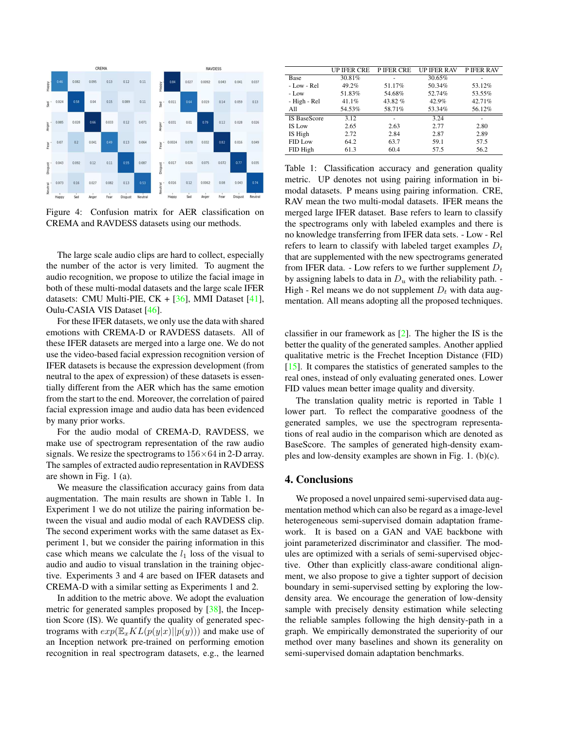Figure 4: Confusion matrix for AER classification on CREMA and RAVDESS datasets using our methods.

The large scale audio clips are hard to collect, especially the number of the actor is very limited. To augment the audio recognition, we propose to utilize the facial image in both of these multi-modal datasets and the large scale IFER datasets: CMU Multi-PIE, CK + [36], MMI Dataset [41], Oulu-CASIA VIS Dataset [46].

For these IFER datasets, we only use the data with shared emotions with CREMA-D or RAVDESS datasets. All of these IFER datasets are merged into a large one. We do not use the video-based facial expression recognition version of IFER datasets is because the expression development (from neutral to the apex of expression) of these datasets is essentially different from the AER which has the same emotion from the start to the end. Moreover, the correlation of paired facial expression image and audio data has been evidenced by many prior works.

For the audio modal of CREMA-D, RAVDESS, we make use of spectrogram representation of the raw audio signals. We resize the spectrograms to $156 \times 64$ in 2-D array. The samples of extracted audio representation in RAVDESS are shown in Fig. 1 (a).

We measure the classification accuracy gains from data augmentation. The main results are shown in Table 1. In Experiment 1 we do not utilize the pairing information between the visual and audio modal of each RAVDESS clip. The second experiment works with the same dataset as Experiment 1, but we consider the pairing information in this case which means we calculate the $l_1$ loss of the visual to audio and audio to visual translation in the training objective. Experiments 3 and 4 are based on IFER datasets and CREMA-D with a similar setting as Experiments 1 and 2.

In addition to the metric above. We adopt the evaluation metric for generated samples proposed by [38], the Inception Score (IS). We quantify the quality of generated spectrograms with $exp(\mathbb{E}_x KL(p(y|x)||p(y)))$ and make use of an Inception network pre-trained on performing emotion recognition in real spectrogram datasets, e.g., the learned

| | UP IFER CRE | P IFER CRE | UP IFER RAV | P IFER RAV |
|---|---|---|---|---|
| Base | 30.81% | - | 30.65% | - |
| - Low - Rel | 49.2% | 51.17% | 50.34% | 53.12% |
| - Low | 51.83% | 54.68% | 52.74% | 53.55% |
| - High - Rel | 41.1% | 43.82 % | 42.9% | 42.71% |
| All | 54.53% | 58.71% | 53.34% | 56.12% |
| IS BaseScore | 3.12 | - | 3.24 | - |
| IS Low | 2.65 | 2.63 | 2.77 | 2.80 |
| IS High | 2.72 | 2.84 | 2.87 | 2.89 |
| FID Low | 64.2 | 63.7 | 59.1 | 57.5 |
| FID High | 61.3 | 60.4 | 57.5 | 56.2 |

Table 1: Classification accuracy and generation quality metric. UP denotes not using pairing information in bi-modal datasets. P means using pairing information. CRE, RAV mean the two multi-modal datasets. IFER means the merged large IFER dataset. Base refers to learn to classify the spectrograms only with labeled examples and there is no knowledge transferring from IFER data sets. - Low - Rel refers to learn to classify with labeled target examples $D_t$ that are supplemented with the new spectrograms generated from IFER data. - Low refers to we further supplement $D_t$ by assigning labels to data in $D_u$ with the reliability path. - High - Rel means we do not supplement $D_t$ with data augmentation. All means adopting all the proposed techniques.

classifier in our framework as [2]. The higher the IS is the better the quality of the generated samples. Another applied qualitative metric is the Frechet Inception Distance (FID) [15]. It compares the statistics of generated samples to the real ones, instead of only evaluating generated ones. Lower FID values mean better image quality and diversity.

The translation quality metric is reported in Table 1 lower part. To reflect the comparative goodness of the generated samples, we use the spectrogram representations of real audio in the comparison which are denoted as BaseScore. The samples of generated high-density examples and low-density examples are shown in Fig. 1. (b)(c).

## 4. Conclusions

We proposed a novel unpaired semi-supervised data augmentation method which can also be regard as a image-level heterogeneous semi-supervised domain adaptation framework. It is based on a GAN and VAE backbone with joint parameterized discriminator and classifier. The modules are optimized with a serials of semi-supervised objective. Other than explicitly class-aware conditional alignment, we also propose to give a tighter support of decision boundary in semi-supervised setting by exploring the low-density area. We encourage the generation of low-density sample with precisely density estimation while selecting the reliable samples following the high density-path in a graph. We empirically demonstrated the superiority of our method over many baselines and shown its generality on semi-supervised domain adaptation benchmarks.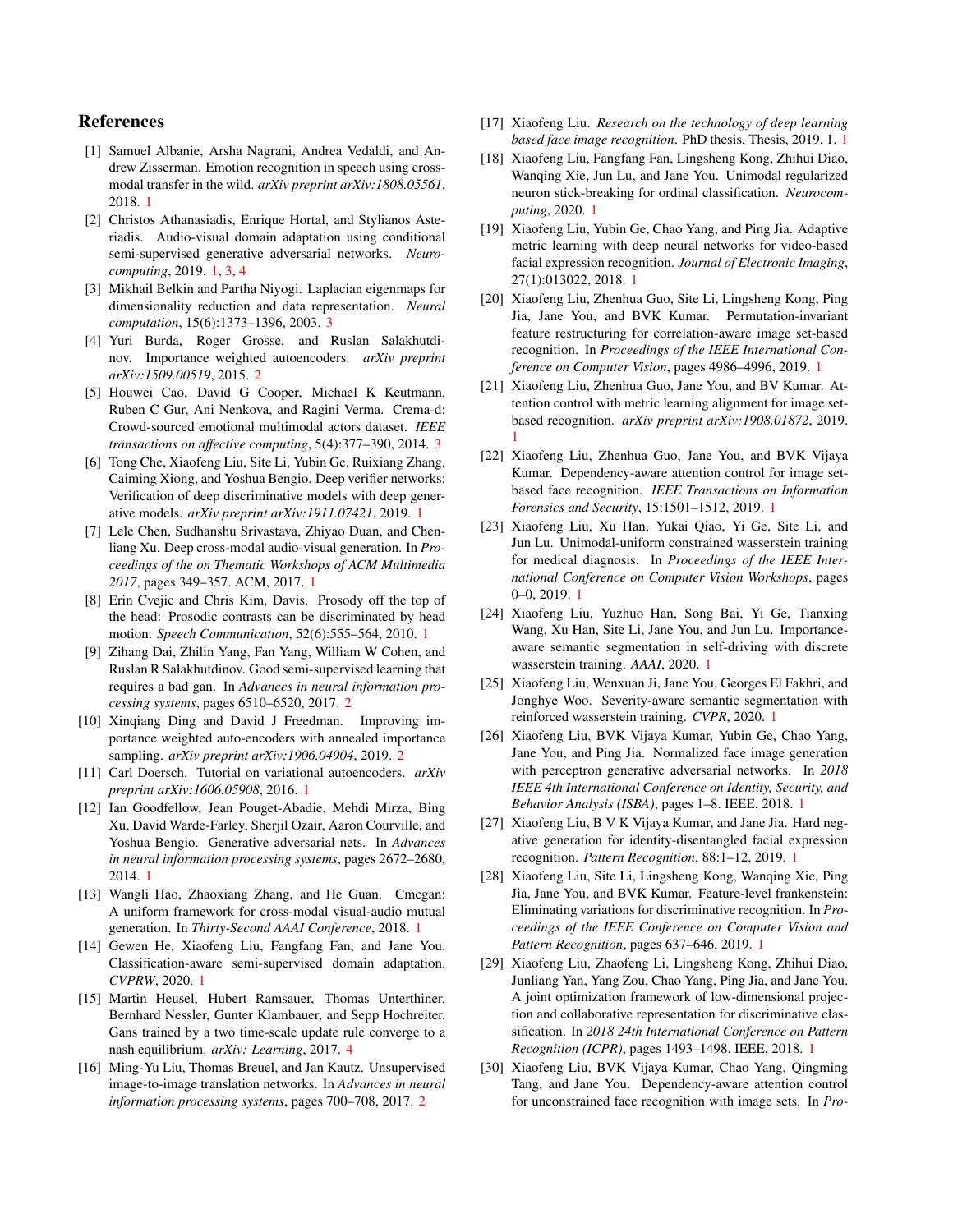# References

[1] Samuel Albanie, Arsha Nagrani, Andrea Vedaldi, and Andrew Zisserman. Emotion recognition in speech using cross-modal transfer in the wild. *arXiv preprint arXiv:1808.05561*, 2018. 1

[2] Christos Athanasiadis, Enrique Hortal, and Stylianos Asteriadis. Audio-visual domain adaptation using conditional semi-supervised generative adversarial networks. *Neurocomputing*, 2019. 1, 3, 4

[3] Mikhail Belkin and Partha Niyogi. Laplacian eigenmaps for dimensionality reduction and data representation. *Neural computation*, 15(6):1373–1396, 2003. 3

[4] Yuri Burda, Roger Grosse, and Ruslan Salakhutdinov. Importance weighted autoencoders. *arXiv preprint arXiv:1509.00519*, 2015. 2

[5] Houwei Cao, David G Cooper, Michael K Keutmann, Ruben C Gur, Ani Nenkova, and Ragini Verma. Crema-d: Crowd-sourced emotional multimodal actors dataset. *IEEE transactions on affective computing*, 5(4):377–390, 2014. 3

[6] Tong Che, Xiaofeng Liu, Site Li, Yubin Ge, Ruixiang Zhang, Caiming Xiong, and Yoshua Bengio. Deep verifier networks: Verification of deep discriminative models with deep generative models. *arXiv preprint arXiv:1911.07421*, 2019. 1

[7] Lele Chen, Sudhanshu Srivastava, Zhiyao Duan, and Chenliang Xu. Deep cross-modal audio-visual generation. In *Proceedings of the on Thematic Workshops of ACM Multimedia 2017*, pages 349–357. ACM, 2017. 1

[8] Erin Cvejic and Chris Kim, Davis. Prosody off the top of the head: Prosodic contrasts can be discriminated by head motion. *Speech Communication*, 52(6):555–564, 2010. 1

[9] Zihang Dai, Zhilin Yang, Fan Yang, William W Cohen, and Ruslan R Salakhutdinov. Good semi-supervised learning that requires a bad gan. In *Advances in neural information processing systems*, pages 6510–6520, 2017. 2

[10] Xinqiang Ding and David J Freedman. Improving importance weighted auto-encoders with annealed importance sampling. *arXiv preprint arXiv:1906.04904*, 2019. 2

[11] Carl Doersch. Tutorial on variational autoencoders. *arXiv preprint arXiv:1606.05908*, 2016. 1

[12] Ian Goodfellow, Jean Pouget-Abadie, Mehdi Mirza, Bing Xu, David Warde-Farley, Sherjil Ozair, Aaron Courville, and Yoshua Bengio. Generative adversarial nets. In *Advances in neural information processing systems*, pages 2672–2680, 2014. 1

[13] Wangli Hao, Zhaoxiang Zhang, and He Guan. Cmcgan: A uniform framework for cross-modal visual-audio mutual generation. In *Thirty-Second AAAI Conference*, 2018. 1

[14] Gewen He, Xiaofeng Liu, Fangfang Fan, and Jane You. Classification-aware semi-supervised domain adaptation. *CVPRW*, 2020. 1

[15] Martin Heusel, Hubert Ramsauer, Thomas Unterthiner, Bernhard Nessler, Gunter Klambauer, and Sepp Hochreiter. Gans trained by a two time-scale update rule converge to a nash equilibrium. *arXiv: Learning*, 2017. 4

[16] Ming-Yu Liu, Thomas Breuel, and Jan Kautz. Unsupervised image-to-image translation networks. In *Advances in neural information processing systems*, pages 700–708, 2017. 2

[17] Xiaofeng Liu. *Research on the technology of deep learning based face image recognition*. PhD thesis, Thesis, 2019. 1. 1

[18] Xiaofeng Liu, Fangfang Fan, Lingsheng Kong, Zhihui Diao, Wanqing Xie, Jun Lu, and Jane You. Unimodal regularized neuron stick-breaking for ordinal classification. *Neurocomputing*, 2020. 1

[19] Xiaofeng Liu, Yubin Ge, Chao Yang, and Ping Jia. Adaptive metric learning with deep neural networks for video-based facial expression recognition. *Journal of Electronic Imaging*, 27(1):013022, 2018. 1

[20] Xiaofeng Liu, Zhenhua Guo, Site Li, Lingsheng Kong, Ping Jia, Jane You, and BVK Kumar. Permutation-invariant feature restructuring for correlation-aware image set-based recognition. In *Proceedings of the IEEE International Conference on Computer Vision*, pages 4986–4996, 2019. 1

[21] Xiaofeng Liu, Zhenhua Guo, Jane You, and BV Kumar. Attention control with metric learning alignment for image set-based recognition. *arXiv preprint arXiv:1908.01872*, 2019. 1

[22] Xiaofeng Liu, Zhenhua Guo, Jane You, and BVK Vijaya Kumar. Dependency-aware attention control for image set-based face recognition. *IEEE Transactions on Information Forensics and Security*, 15:1501–1512, 2019. 1

[23] Xiaofeng Liu, Xu Han, Yukai Qiao, Yi Ge, Site Li, and Jun Lu. Unimodal-uniform constrained wasserstein training for medical diagnosis. In *Proceedings of the IEEE International Conference on Computer Vision Workshops*, pages 0–0, 2019. 1

[24] Xiaofeng Liu, Yuzhuo Han, Song Bai, Yi Ge, Tianxing Wang, Xu Han, Site Li, Jane You, and Jun Lu. Importance-aware semantic segmentation in self-driving with discrete wasserstein training. *AAAI*, 2020. 1

[25] Xiaofeng Liu, Wenxuan Ji, Jane You, Georges El Fakhri, and Jonghye Woo. Severity-aware semantic segmentation with reinforced wasserstein training. *CVPR*, 2020. 1

[26] Xiaofeng Liu, BVK Vijaya Kumar, Yubin Ge, Chao Yang, Jane You, and Ping Jia. Normalized face image generation with perceptron generative adversarial networks. In *2018 IEEE 4th International Conference on Identity, Security, and Behavior Analysis (ISBA)*, pages 1–8. IEEE, 2018. 1

[27] Xiaofeng Liu, B V K Vijaya Kumar, and Jane Jia. Hard negative generation for identity-disentangled facial expression recognition. *Pattern Recognition*, 88:1–12, 2019. 1

[28] Xiaofeng Liu, Site Li, Lingsheng Kong, Wanqing Xie, Ping Jia, Jane You, and BVK Kumar. Feature-level frankenstein: Eliminating variations for discriminative recognition. In *Proceedings of the IEEE Conference on Computer Vision and Pattern Recognition*, pages 637–646, 2019. 1

[29] Xiaofeng Liu, Zhaofeng Li, Lingsheng Kong, Zhihui Diao, Junliang Yan, Yang Zou, Chao Yang, Ping Jia, and Jane You. A joint optimization framework of low-dimensional projection and collaborative representation for discriminative classification. In *2018 24th International Conference on Pattern Recognition (ICPR)*, pages 1493–1498. IEEE, 2018. 1

[30] Xiaofeng Liu, BVK Vijaya Kumar, Chao Yang, Qingming Tang, and Jane You. Dependency-aware attention control for unconstrained face recognition with image sets. In *Pro-*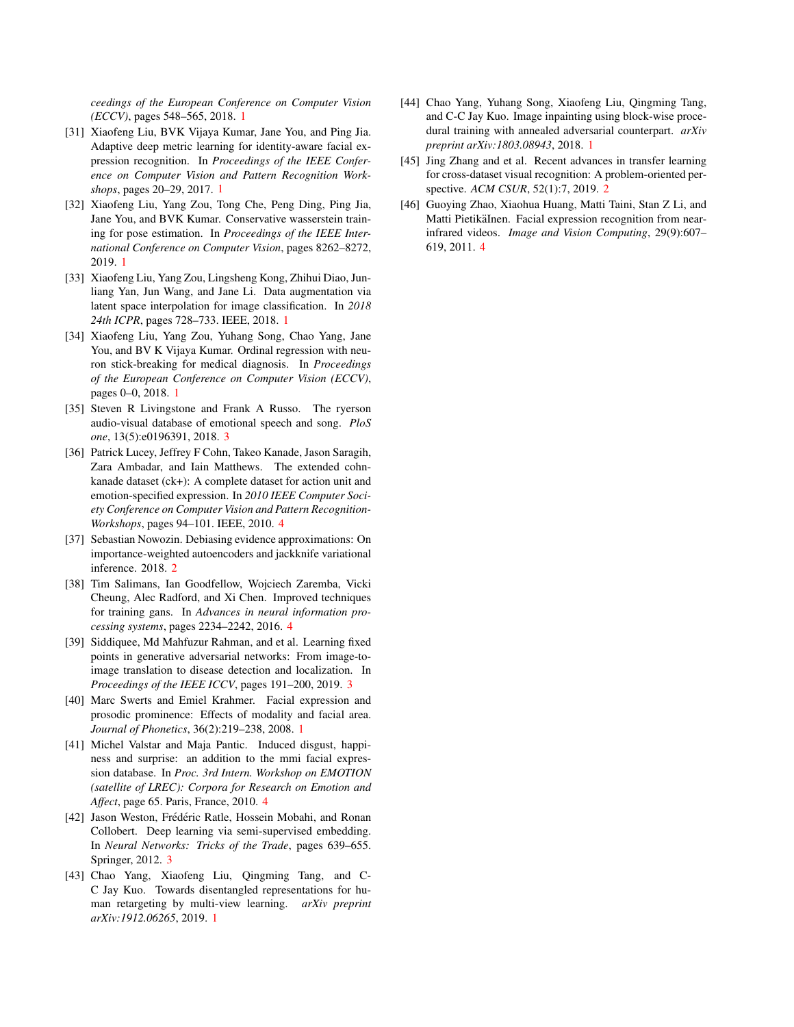ceedings of the European Conference on Computer Vision (ECCV)*, pages 548–565, 2018. 1

[31] Xiaofeng Liu, BVK Vijaya Kumar, Jane You, and Ping Jia. Adaptive deep metric learning for identity-aware facial expression recognition. In *Proceedings of the IEEE Conference on Computer Vision and Pattern Recognition Workshops*, pages 20–29, 2017. 1

[32] Xiaofeng Liu, Yang Zou, Tong Che, Peng Ding, Ping Jia, Jane You, and BVK Kumar. Conservative wasserstein training for pose estimation. In *Proceedings of the IEEE International Conference on Computer Vision*, pages 8262–8272, 2019. 1

[33] Xiaofeng Liu, Yang Zou, Lingsheng Kong, Zhihui Diao, Junliang Yan, Jun Wang, and Jane Li. Data augmentation via latent space interpolation for image classification. In *2018 24th ICPR*, pages 728–733. IEEE, 2018. 1

[34] Xiaofeng Liu, Yang Zou, Yuhang Song, Chao Yang, Jane You, and BV K Vijaya Kumar. Ordinal regression with neuron stick-breaking for medical diagnosis. In *Proceedings of the European Conference on Computer Vision (ECCV)*, pages 0–0, 2018. 1

[35] Steven R Livingstone and Frank A Russo. The ryerson audio-visual database of emotional speech and song. *PloS one*, 13(5):e0196391, 2018. 3

[36] Patrick Lucey, Jeffrey F Cohn, Takeo Kanade, Jason Saragih, Zara Ambadar, and Iain Matthews. The extended cohn-kanade dataset (ck+): A complete dataset for action unit and emotion-specified expression. In *2010 IEEE Computer Society Conference on Computer Vision and Pattern Recognition-Workshops*, pages 94–101. IEEE, 2010. 4

[37] Sebastian Nowozin. Debiasing evidence approximations: On importance-weighted autoencoders and jackknife variational inference. 2018. 2

[38] Tim Salimans, Ian Goodfellow, Wojciech Zaremba, Vicki Cheung, Alec Radford, and Xi Chen. Improved techniques for training gans. In *Advances in neural information processing systems*, pages 2234–2242, 2016. 4

[39] Siddiquee, Md Mahfuzur Rahman, and et al. Learning fixed points in generative adversarial networks: From image-to-image translation to disease detection and localization. In *Proceedings of the IEEE ICCV*, pages 191–200, 2019. 3

[40] Marc Swerts and Emiel Krahmer. Facial expression and prosodic prominence: Effects of modality and facial area. *Journal of Phonetics*, 36(2):219–238, 2008. 1

[41] Michel Valstar and Maja Pantic. Induced disgust, happiness and surprise: an addition to the mmi facial expression database. In *Proc. 3rd Intern. Workshop on EMOTION (satellite of LREC): Corpora for Research on Emotion and Affect*, page 65. Paris, France, 2010. 4

[42] Jason Weston, Frédéric Ratle, Hossein Mobahi, and Ronan Collobert. Deep learning via semi-supervised embedding. In *Neural Networks: Tricks of the Trade*, pages 639–655. Springer, 2012. 3

[43] Chao Yang, Xiaofeng Liu, Qingming Tang, and C-C Jay Kuo. Towards disentangled representations for human retargeting by multi-view learning. *arXiv preprint arXiv:1912.06265*, 2019. 1

[44] Chao Yang, Yuhang Song, Xiaofeng Liu, Qingming Tang, and C-C Jay Kuo. Image inpainting using block-wise procedural training with annealed adversarial counterpart. *arXiv preprint arXiv:1803.08943*, 2018. 1

[45] Jing Zhang and et al. Recent advances in transfer learning for cross-dataset visual recognition: A problem-oriented perspective. *ACM CSUR*, 52(1):7, 2019. 2

[46] Guoying Zhao, Xiaohua Huang, Matti Taini, Stan Z Li, and Matti PietikäInen. Facial expression recognition from near-infrared videos. *Image and Vision Computing*, 29(9):607–619, 2011. 4